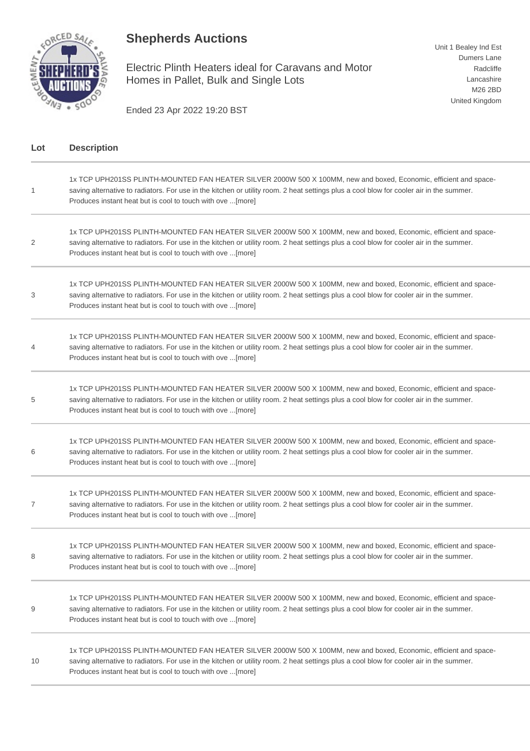# Shepherds Auctions

Electric Plinth Heaters ideal for Caravans and Motor Homes in Pallet, Bulk and Single Lots

Ended 23 Apr 2022 19:20 BST

Unit 1 Bealey Ind Est
Dumers Lane
Radcliffe
Lancashire
M26 2BD
United Kingdom

| Lot | Description |
|---|---|
| 1 | 1x TCP UPH201SS PLINTH-MOUNTED FAN HEATER SILVER 2000W 500 X 100MM, new and boxed, Economic, efficient and space-saving alternative to radiators. For use in the kitchen or utility room. 2 heat settings plus a cool blow for cooler air in the summer. Produces instant heat but is cool to touch with ove ...[more] |
| 2 | 1x TCP UPH201SS PLINTH-MOUNTED FAN HEATER SILVER 2000W 500 X 100MM, new and boxed, Economic, efficient and space-saving alternative to radiators. For use in the kitchen or utility room. 2 heat settings plus a cool blow for cooler air in the summer. Produces instant heat but is cool to touch with ove ...[more] |
| 3 | 1x TCP UPH201SS PLINTH-MOUNTED FAN HEATER SILVER 2000W 500 X 100MM, new and boxed, Economic, efficient and space-saving alternative to radiators. For use in the kitchen or utility room. 2 heat settings plus a cool blow for cooler air in the summer. Produces instant heat but is cool to touch with ove ...[more] |
| 4 | 1x TCP UPH201SS PLINTH-MOUNTED FAN HEATER SILVER 2000W 500 X 100MM, new and boxed, Economic, efficient and space-saving alternative to radiators. For use in the kitchen or utility room. 2 heat settings plus a cool blow for cooler air in the summer. Produces instant heat but is cool to touch with ove ...[more] |
| 5 | 1x TCP UPH201SS PLINTH-MOUNTED FAN HEATER SILVER 2000W 500 X 100MM, new and boxed, Economic, efficient and space-saving alternative to radiators. For use in the kitchen or utility room. 2 heat settings plus a cool blow for cooler air in the summer. Produces instant heat but is cool to touch with ove ...[more] |
| 6 | 1x TCP UPH201SS PLINTH-MOUNTED FAN HEATER SILVER 2000W 500 X 100MM, new and boxed, Economic, efficient and space-saving alternative to radiators. For use in the kitchen or utility room. 2 heat settings plus a cool blow for cooler air in the summer. Produces instant heat but is cool to touch with ove ...[more] |
| 7 | 1x TCP UPH201SS PLINTH-MOUNTED FAN HEATER SILVER 2000W 500 X 100MM, new and boxed, Economic, efficient and space-saving alternative to radiators. For use in the kitchen or utility room. 2 heat settings plus a cool blow for cooler air in the summer. Produces instant heat but is cool to touch with ove ...[more] |
| 8 | 1x TCP UPH201SS PLINTH-MOUNTED FAN HEATER SILVER 2000W 500 X 100MM, new and boxed, Economic, efficient and space-saving alternative to radiators. For use in the kitchen or utility room. 2 heat settings plus a cool blow for cooler air in the summer. Produces instant heat but is cool to touch with ove ...[more] |
| 9 | 1x TCP UPH201SS PLINTH-MOUNTED FAN HEATER SILVER 2000W 500 X 100MM, new and boxed, Economic, efficient and space-saving alternative to radiators. For use in the kitchen or utility room. 2 heat settings plus a cool blow for cooler air in the summer. Produces instant heat but is cool to touch with ove ...[more] |
| 10 | 1x TCP UPH201SS PLINTH-MOUNTED FAN HEATER SILVER 2000W 500 X 100MM, new and boxed, Economic, efficient and space-saving alternative to radiators. For use in the kitchen or utility room. 2 heat settings plus a cool blow for cooler air in the summer. Produces instant heat but is cool to touch with ove ...[more] |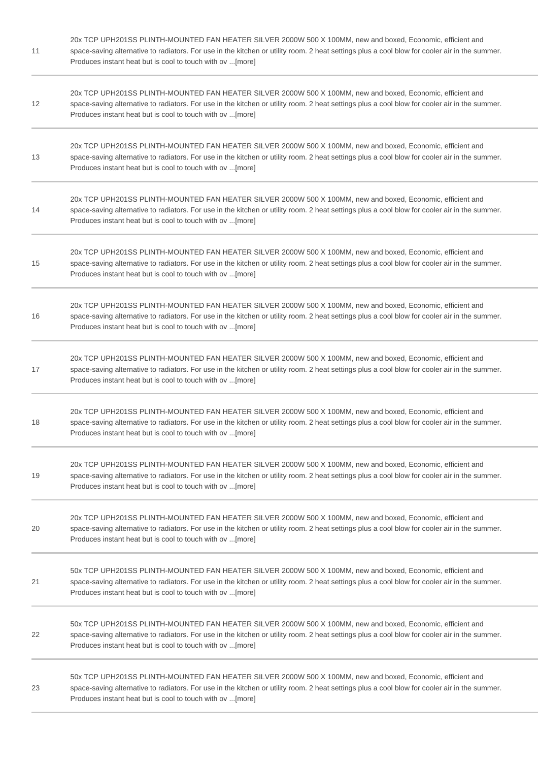| | |
|---|---|
| 11 | 20x TCP UPH201SS PLINTH-MOUNTED FAN HEATER SILVER 2000W 500 X 100MM, new and boxed, Economic, efficient and space-saving alternative to radiators. For use in the kitchen or utility room. 2 heat settings plus a cool blow for cooler air in the summer. Produces instant heat but is cool to touch with ov ...[more] |
| 12 | 20x TCP UPH201SS PLINTH-MOUNTED FAN HEATER SILVER 2000W 500 X 100MM, new and boxed, Economic, efficient and space-saving alternative to radiators. For use in the kitchen or utility room. 2 heat settings plus a cool blow for cooler air in the summer. Produces instant heat but is cool to touch with ov ...[more] |
| 13 | 20x TCP UPH201SS PLINTH-MOUNTED FAN HEATER SILVER 2000W 500 X 100MM, new and boxed, Economic, efficient and space-saving alternative to radiators. For use in the kitchen or utility room. 2 heat settings plus a cool blow for cooler air in the summer. Produces instant heat but is cool to touch with ov ...[more] |
| 14 | 20x TCP UPH201SS PLINTH-MOUNTED FAN HEATER SILVER 2000W 500 X 100MM, new and boxed, Economic, efficient and space-saving alternative to radiators. For use in the kitchen or utility room. 2 heat settings plus a cool blow for cooler air in the summer. Produces instant heat but is cool to touch with ov ...[more] |
| 15 | 20x TCP UPH201SS PLINTH-MOUNTED FAN HEATER SILVER 2000W 500 X 100MM, new and boxed, Economic, efficient and space-saving alternative to radiators. For use in the kitchen or utility room. 2 heat settings plus a cool blow for cooler air in the summer. Produces instant heat but is cool to touch with ov ...[more] |
| 16 | 20x TCP UPH201SS PLINTH-MOUNTED FAN HEATER SILVER 2000W 500 X 100MM, new and boxed, Economic, efficient and space-saving alternative to radiators. For use in the kitchen or utility room. 2 heat settings plus a cool blow for cooler air in the summer. Produces instant heat but is cool to touch with ov ...[more] |
| 17 | 20x TCP UPH201SS PLINTH-MOUNTED FAN HEATER SILVER 2000W 500 X 100MM, new and boxed, Economic, efficient and space-saving alternative to radiators. For use in the kitchen or utility room. 2 heat settings plus a cool blow for cooler air in the summer. Produces instant heat but is cool to touch with ov ...[more] |
| 18 | 20x TCP UPH201SS PLINTH-MOUNTED FAN HEATER SILVER 2000W 500 X 100MM, new and boxed, Economic, efficient and space-saving alternative to radiators. For use in the kitchen or utility room. 2 heat settings plus a cool blow for cooler air in the summer. Produces instant heat but is cool to touch with ov ...[more] |
| 19 | 20x TCP UPH201SS PLINTH-MOUNTED FAN HEATER SILVER 2000W 500 X 100MM, new and boxed, Economic, efficient and space-saving alternative to radiators. For use in the kitchen or utility room. 2 heat settings plus a cool blow for cooler air in the summer. Produces instant heat but is cool to touch with ov ...[more] |
| 20 | 20x TCP UPH201SS PLINTH-MOUNTED FAN HEATER SILVER 2000W 500 X 100MM, new and boxed, Economic, efficient and space-saving alternative to radiators. For use in the kitchen or utility room. 2 heat settings plus a cool blow for cooler air in the summer. Produces instant heat but is cool to touch with ov ...[more] |
| 21 | 50x TCP UPH201SS PLINTH-MOUNTED FAN HEATER SILVER 2000W 500 X 100MM, new and boxed, Economic, efficient and space-saving alternative to radiators. For use in the kitchen or utility room. 2 heat settings plus a cool blow for cooler air in the summer. Produces instant heat but is cool to touch with ov ...[more] |
| 22 | 50x TCP UPH201SS PLINTH-MOUNTED FAN HEATER SILVER 2000W 500 X 100MM, new and boxed, Economic, efficient and space-saving alternative to radiators. For use in the kitchen or utility room. 2 heat settings plus a cool blow for cooler air in the summer. Produces instant heat but is cool to touch with ov ...[more] |
| 23 | 50x TCP UPH201SS PLINTH-MOUNTED FAN HEATER SILVER 2000W 500 X 100MM, new and boxed, Economic, efficient and space-saving alternative to radiators. For use in the kitchen or utility room. 2 heat settings plus a cool blow for cooler air in the summer. Produces instant heat but is cool to touch with ov ...[more] |